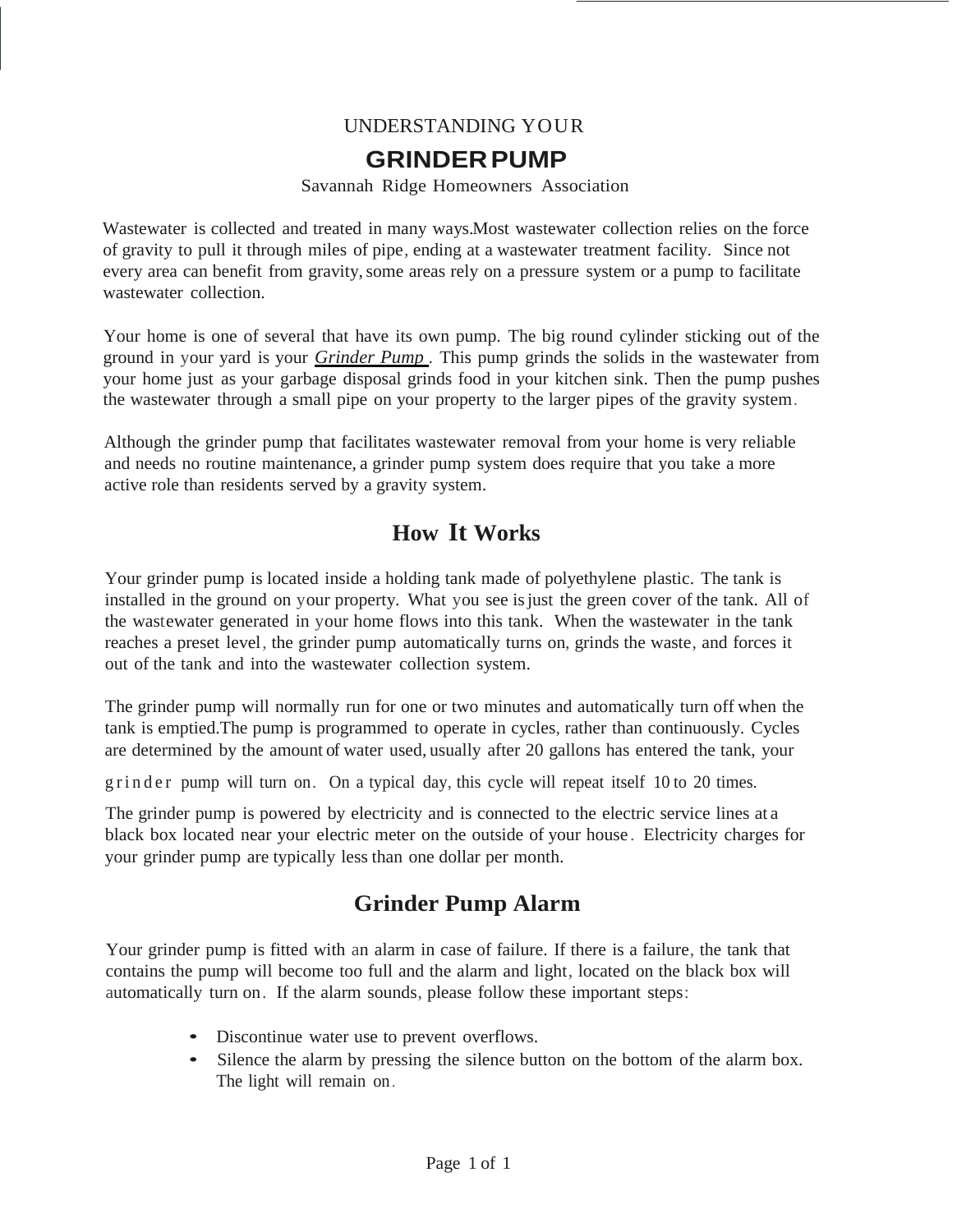UNDERSTANDING YOUR

# GRINDER PUMP

Savannah Ridge Homeowners Association

Wastewater is collected and treated in many ways.Most wastewater collection relies on the force of gravity to pull it through miles of pipe, ending at a wastewater treatment facility. Since not every area can benefit from gravity, some areas rely on a pressure system or a pump to facilitate wastewater collection.

Your home is one of several that have its own pump. The big round cylinder sticking out of the ground in your yard is your ***Grinder Pump*** . This pump grinds the solids in the wastewater from your home just as your garbage disposal grinds food in your kitchen sink. Then the pump pushes the wastewater through a small pipe on your property to the larger pipes of the gravity system.

Although the grinder pump that facilitates wastewater removal from your home is very reliable and needs no routine maintenance, a grinder pump system does require that you take a more active role than residents served by a gravity system.

## How It Works

Your grinder pump is located inside a holding tank made of polyethylene plastic. The tank is installed in the ground on your property. What you see is just the green cover of the tank. All of the wastewater generated in your home flows into this tank. When the wastewater in the tank reaches a preset level, the grinder pump automatically turns on, grinds the waste, and forces it out of the tank and into the wastewater collection system.

The grinder pump will normally run for one or two minutes and automatically turn off when the tank is emptied.The pump is programmed to operate in cycles, rather than continuously. Cycles are determined by the amount of water used, usually after 20 gallons has entered the tank, your grinder pump will turn on. On a typical day, this cycle will repeat itself 10 to 20 times.

The grinder pump is powered by electricity and is connected to the electric service lines at a black box located near your electric meter on the outside of your house. Electricity charges for your grinder pump are typically less than one dollar per month.

## Grinder Pump Alarm

Your grinder pump is fitted with an alarm in case of failure. If there is a failure, the tank that contains the pump will become too full and the alarm and light, located on the black box will automatically turn on. If the alarm sounds, please follow these important steps:

- Discontinue water use to prevent overflows.
- Silence the alarm by pressing the silence button on the bottom of the alarm box. The light will remain on.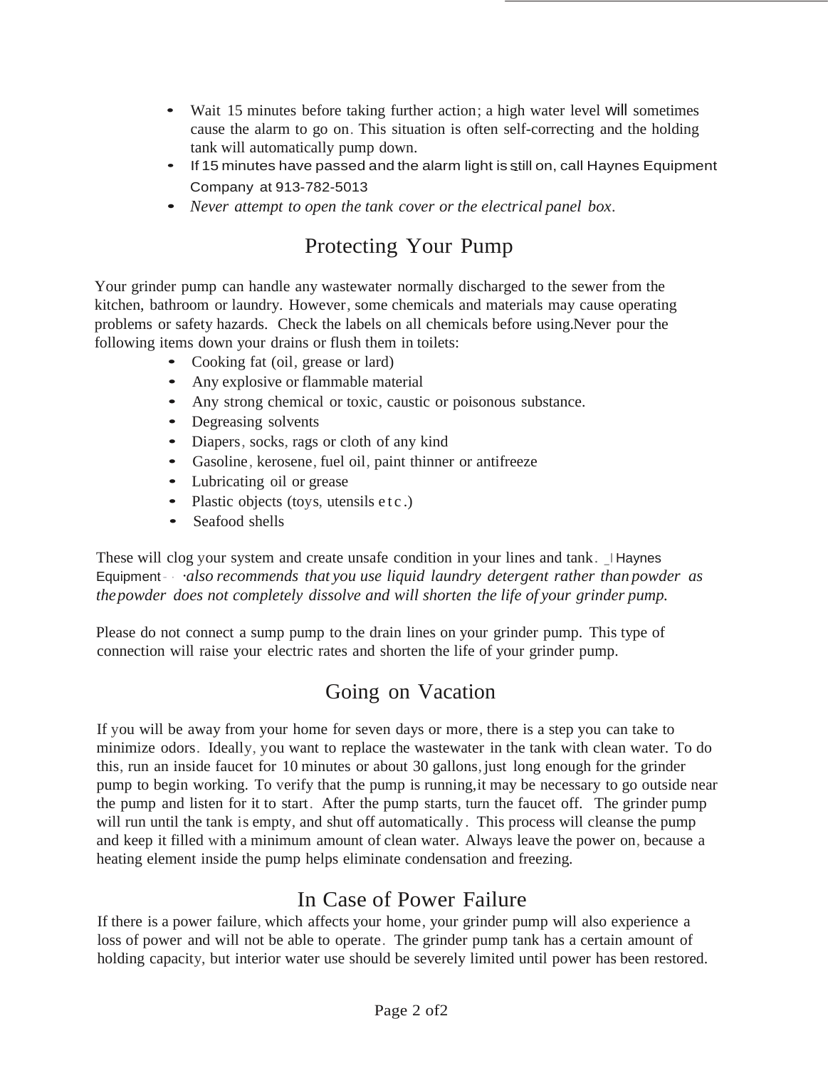- Wait 15 minutes before taking further action; a high water level will sometimes cause the alarm to go on. This situation is often self-correcting and the holding tank will automatically pump down.
- If 15 minutes have passed and the alarm light is still on, call Haynes Equipment Company at 913-782-5013
- *Never attempt to open the tank cover or the electrical panel box.*

## Protecting Your Pump

Your grinder pump can handle any wastewater normally discharged to the sewer from the kitchen, bathroom or laundry. However, some chemicals and materials may cause operating problems or safety hazards. Check the labels on all chemicals before using.Never pour the following items down your drains or flush them in toilets:

- Cooking fat (oil, grease or lard)
- Any explosive or flammable material
- Any strong chemical or toxic, caustic or poisonous substance.
- Degreasing solvents
- Diapers, socks, rags or cloth of any kind
- Gasoline, kerosene, fuel oil, paint thinner or antifreeze
- Lubricating oil or grease
- Plastic objects (toys, utensils etc.)
- Seafood shells

These will clog your system and create unsafe condition in your lines and tank. Haynes Equipment *also recommends that you use liquid laundry detergent rather than powder as the powder does not completely dissolve and will shorten the life of your grinder pump.*

Please do not connect a sump pump to the drain lines on your grinder pump. This type of connection will raise your electric rates and shorten the life of your grinder pump.

## Going on Vacation

If you will be away from your home for seven days or more, there is a step you can take to minimize odors. Ideally, you want to replace the wastewater in the tank with clean water. To do this, run an inside faucet for 10 minutes or about 30 gallons, just long enough for the grinder pump to begin working. To verify that the pump is running, it may be necessary to go outside near the pump and listen for it to start. After the pump starts, turn the faucet off. The grinder pump will run until the tank is empty, and shut off automatically. This process will cleanse the pump and keep it filled with a minimum amount of clean water. Always leave the power on, because a heating element inside the pump helps eliminate condensation and freezing.

## In Case of Power Failure

If there is a power failure, which affects your home, your grinder pump will also experience a loss of power and will not be able to operate. The grinder pump tank has a certain amount of holding capacity, but interior water use should be severely limited until power has been restored.